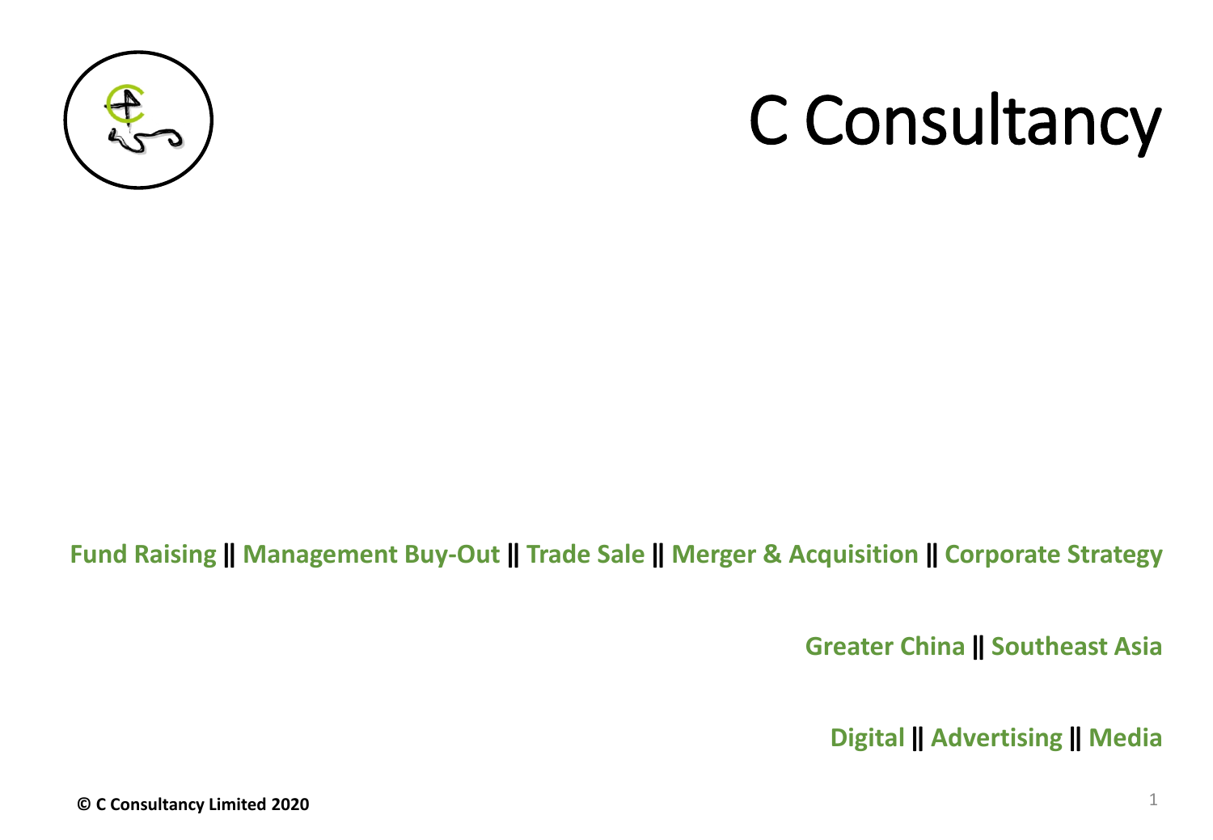# C Consultancy

**Fund Raising || Management Buy-Out || Trade Sale || Merger & Acquisition || Corporate Strategy**

**Greater China || Southeast Asia**

**Digital || Advertising || Media**

**© C Consultancy Limited 2020**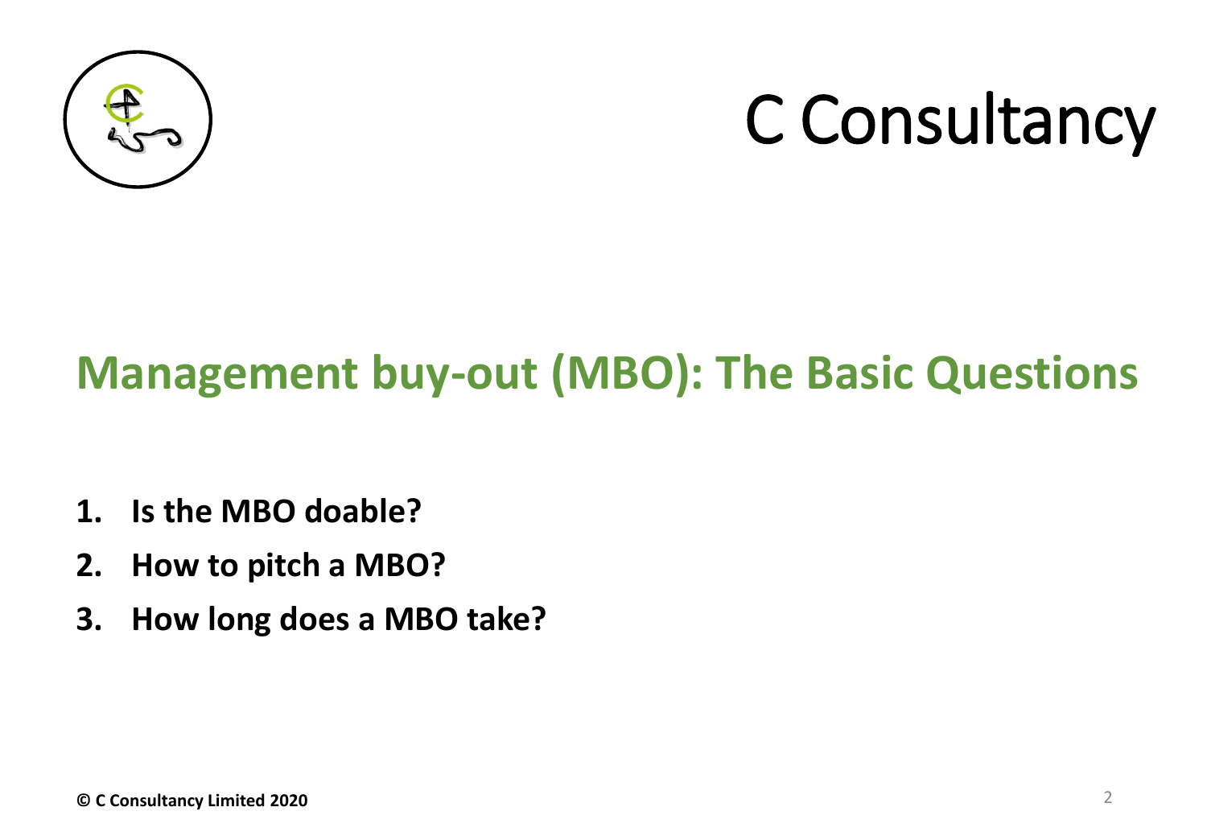# C Consultancy

## Management buy-out (MBO): The Basic Questions

1. **Is the MBO doable?**
2. **How to pitch a MBO?**
3. **How long does a MBO take?**

**© C Consultancy Limited 2020**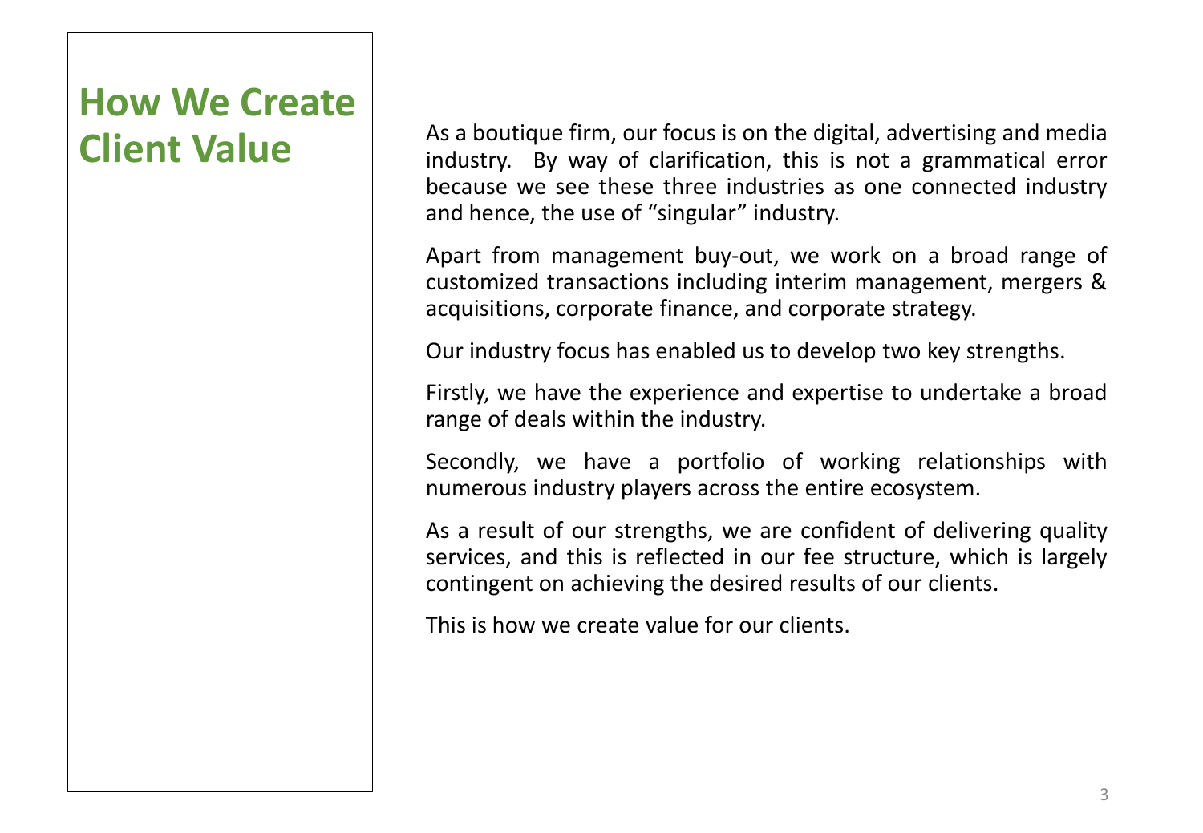# How We Create Client Value

As a boutique firm, our focus is on the digital, advertising and media industry. By way of clarification, this is not a grammatical error because we see these three industries as one connected industry and hence, the use of "singular" industry.

Apart from management buy-out, we work on a broad range of customized transactions including interim management, mergers & acquisitions, corporate finance, and corporate strategy.

Our industry focus has enabled us to develop two key strengths.

Firstly, we have the experience and expertise to undertake a broad range of deals within the industry.

Secondly, we have a portfolio of working relationships with numerous industry players across the entire ecosystem.

As a result of our strengths, we are confident of delivering quality services, and this is reflected in our fee structure, which is largely contingent on achieving the desired results of our clients.

This is how we create value for our clients.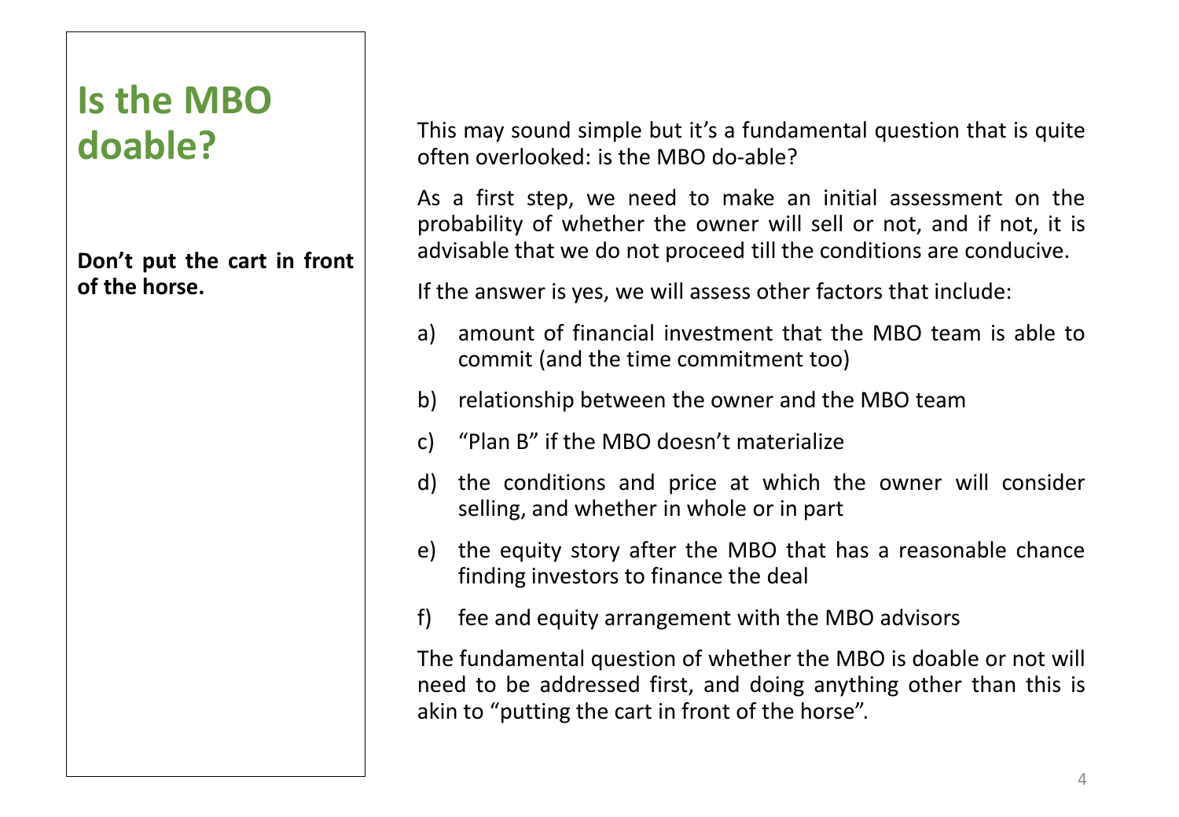# Is the MBO doable?

**Don't put the cart in front of the horse.**

This may sound simple but it's a fundamental question that is quite often overlooked: is the MBO do-able?

As a first step, we need to make an initial assessment on the probability of whether the owner will sell or not, and if not, it is advisable that we do not proceed till the conditions are conducive.

If the answer is yes, we will assess other factors that include:

a) amount of financial investment that the MBO team is able to commit (and the time commitment too)
b) relationship between the owner and the MBO team
c) "Plan B" if the MBO doesn't materialize
d) the conditions and price at which the owner will consider selling, and whether in whole or in part
e) the equity story after the MBO that has a reasonable chance finding investors to finance the deal
f) fee and equity arrangement with the MBO advisors

The fundamental question of whether the MBO is doable or not will need to be addressed first, and doing anything other than this is akin to "putting the cart in front of the horse".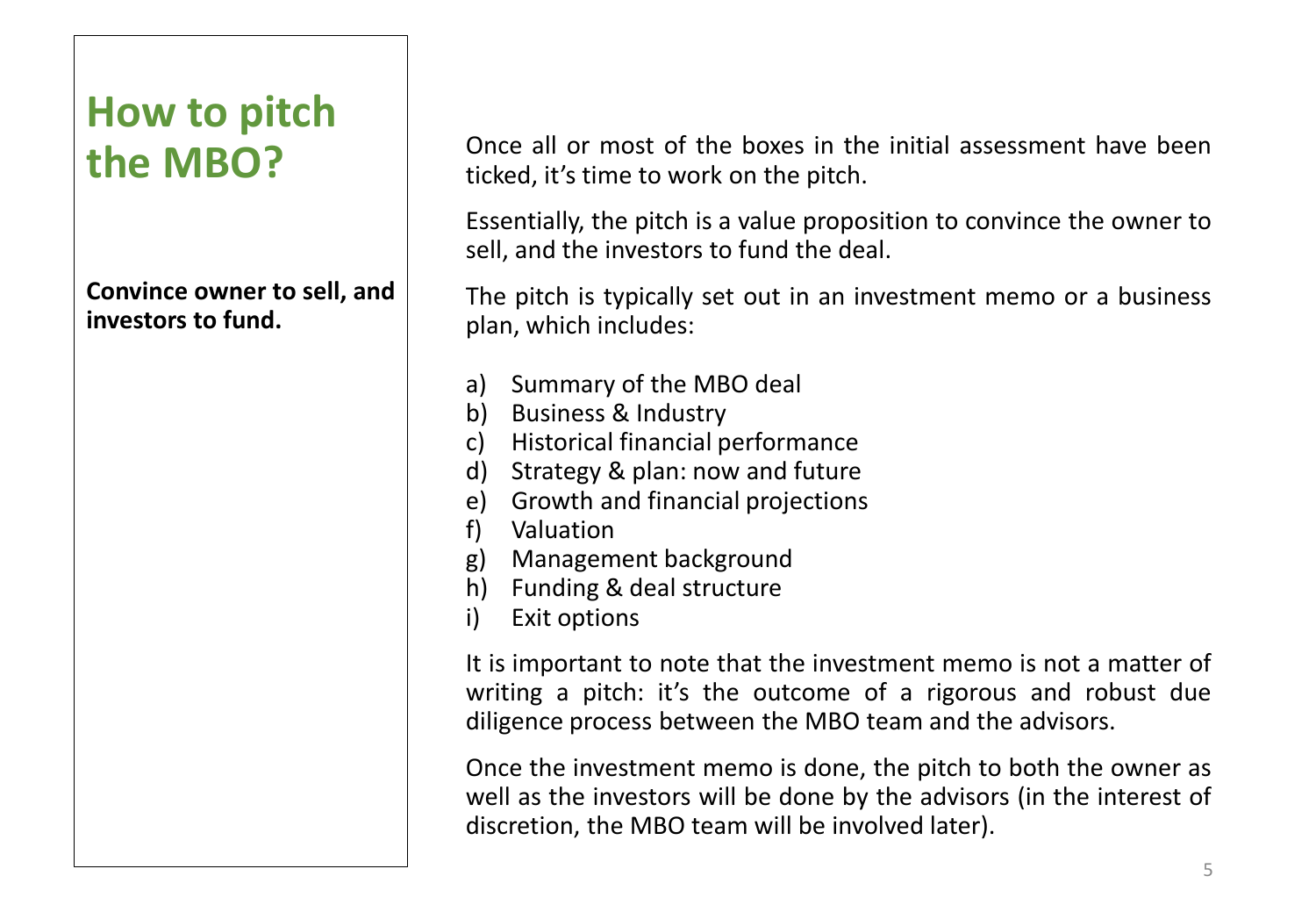# How to pitch the MBO?

**Convince owner to sell, and investors to fund.**

Once all or most of the boxes in the initial assessment have been ticked, it's time to work on the pitch.

Essentially, the pitch is a value proposition to convince the owner to sell, and the investors to fund the deal.

The pitch is typically set out in an investment memo or a business plan, which includes:

a) Summary of the MBO deal
b) Business & Industry
c) Historical financial performance
d) Strategy & plan: now and future
e) Growth and financial projections
f) Valuation
g) Management background
h) Funding & deal structure
i) Exit options

It is important to note that the investment memo is not a matter of writing a pitch: it's the outcome of a rigorous and robust due diligence process between the MBO team and the advisors.

Once the investment memo is done, the pitch to both the owner as well as the investors will be done by the advisors (in the interest of discretion, the MBO team will be involved later).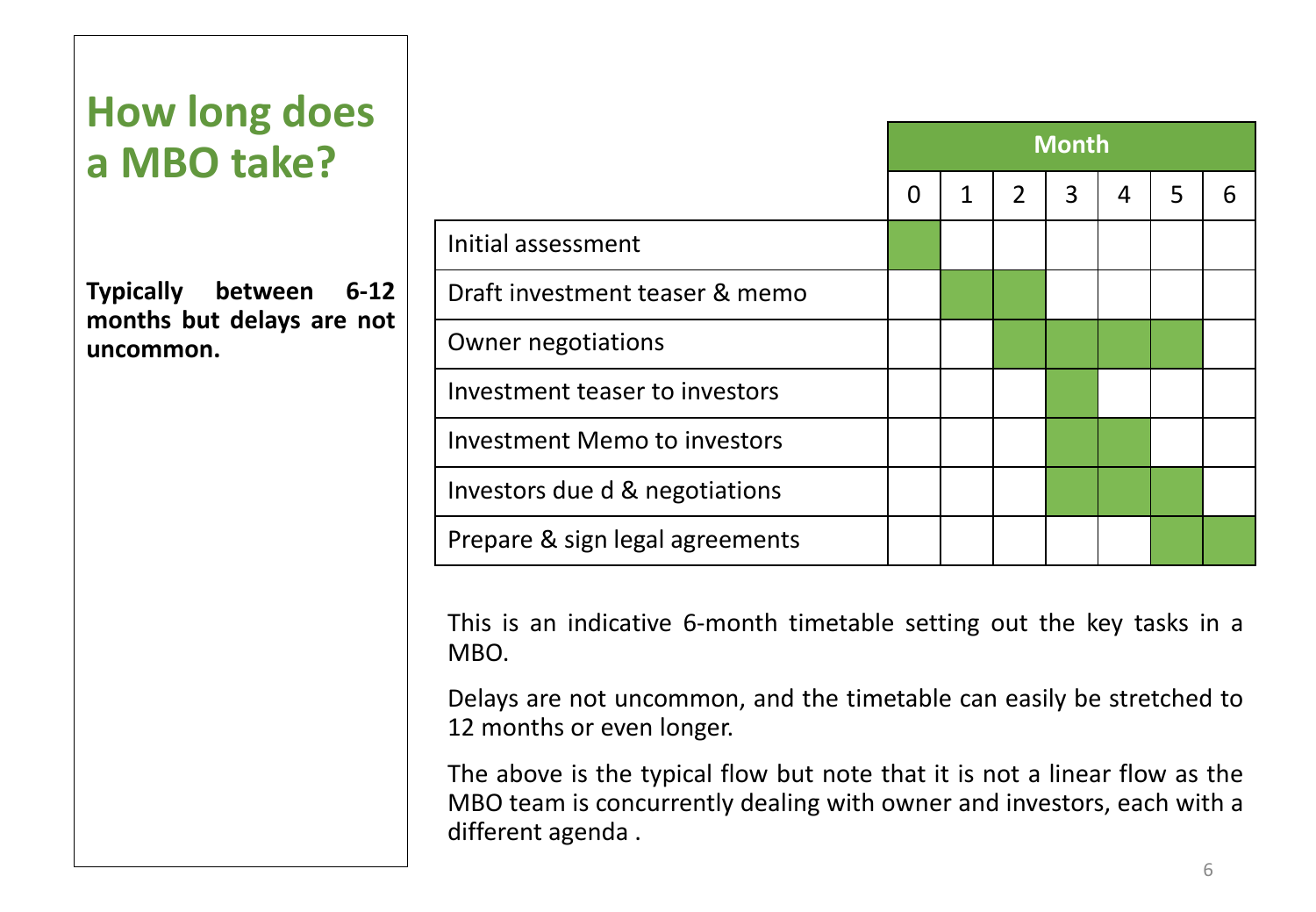# How long does a MBO take?

**Typically between 6-12 months but delays are not uncommon.**

| | Month | | | | | | |
|---|---|---|---|---|---|---|---|
| | 0 | 1 | 2 | 3 | 4 | 5 | 6 |
| Initial assessment | ■ | | | | | | |
| Draft investment teaser & memo | | ■ | ■ | | | | |
| Owner negotiations | | | ■ | ■ | ■ | ■ | |
| Investment teaser to investors | | | | ■ | | | |
| Investment Memo to investors | | | | ■ | ■ | | |
| Investors due d & negotiations | | | | ■ | ■ | ■ | |
| Prepare & sign legal agreements | | | | | | ■ | ■ |

This is an indicative 6-month timetable setting out the key tasks in a MBO.

Delays are not uncommon, and the timetable can easily be stretched to 12 months or even longer.

The above is the typical flow but note that it is not a linear flow as the MBO team is concurrently dealing with owner and investors, each with a different agenda .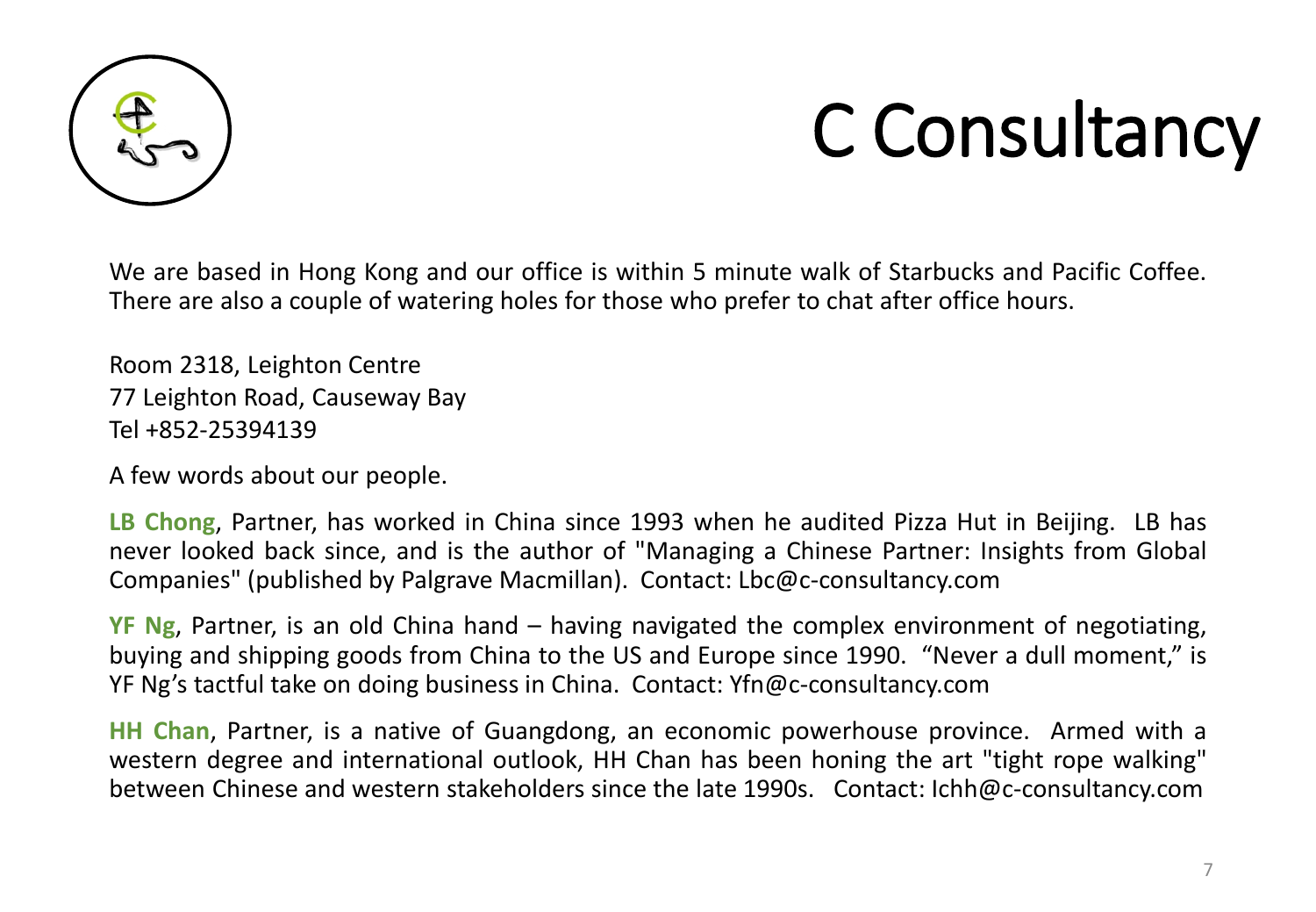# C Consultancy

We are based in Hong Kong and our office is within 5 minute walk of Starbucks and Pacific Coffee. There are also a couple of watering holes for those who prefer to chat after office hours.

Room 2318, Leighton Centre
77 Leighton Road, Causeway Bay
Tel +852-25394139

A few words about our people.

**LB Chong**, Partner, has worked in China since 1993 when he audited Pizza Hut in Beijing. LB has never looked back since, and is the author of "Managing a Chinese Partner: Insights from Global Companies" (published by Palgrave Macmillan). Contact: Lbc@c-consultancy.com

**YF Ng**, Partner, is an old China hand – having navigated the complex environment of negotiating, buying and shipping goods from China to the US and Europe since 1990. "Never a dull moment," is YF Ng's tactful take on doing business in China. Contact: Yfn@c-consultancy.com

**HH Chan**, Partner, is a native of Guangdong, an economic powerhouse province. Armed with a western degree and international outlook, HH Chan has been honing the art "tight rope walking" between Chinese and western stakeholders since the late 1990s. Contact: Ichh@c-consultancy.com